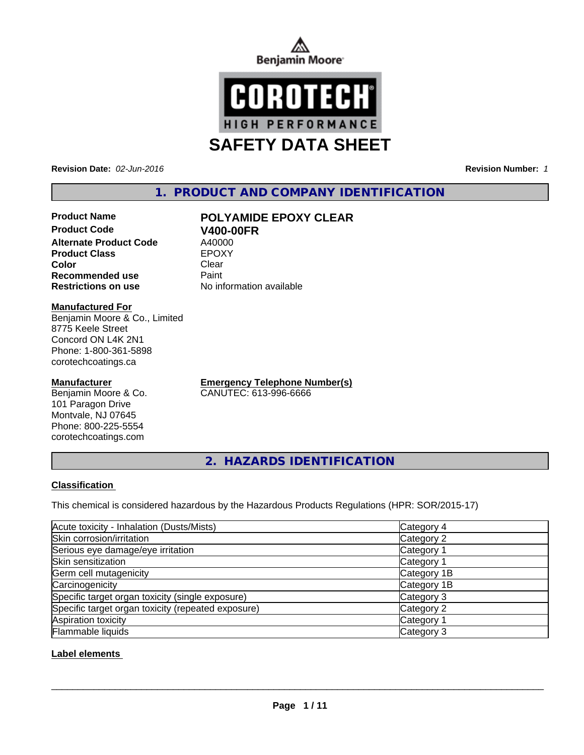Benjamin Moore

COROTECH
HIGH PERFORMANCE

# SAFETY DATA SHEET

**Revision Date:** *02-Jun-2016*

**Revision Number:** *1*

## 1. PRODUCT AND COMPANY IDENTIFICATION

**Product Name** **POLYAMIDE EPOXY CLEAR**
**Product Code** **V400-00FR**
**Alternate Product Code** A40000
**Product Class** EPOXY
**Color** Clear
**Recommended use** Paint
**Restrictions on use** No information available

**Manufactured For**
Benjamin Moore & Co., Limited
8775 Keele Street
Concord ON L4K 2N1
Phone: 1-800-361-5898
corotechcoatings.ca

**Manufacturer**
Benjamin Moore & Co.
101 Paragon Drive
Montvale, NJ 07645
Phone: 800-225-5554
corotechcoatings.com

**Emergency Telephone Number(s)**
CANUTEC: 613-996-6666

## 2. HAZARDS IDENTIFICATION

**Classification**

This chemical is considered hazardous by the Hazardous Products Regulations (HPR: SOR/2015-17)

| | |
|---|---|
| Acute toxicity - Inhalation (Dusts/Mists) | Category 4 |
| Skin corrosion/irritation | Category 2 |
| Serious eye damage/eye irritation | Category 1 |
| Skin sensitization | Category 1 |
| Germ cell mutagenicity | Category 1B |
| Carcinogenicity | Category 1B |
| Specific target organ toxicity (single exposure) | Category 3 |
| Specific target organ toxicity (repeated exposure) | Category 2 |
| Aspiration toxicity | Category 1 |
| Flammable liquids | Category 3 |

**Label elements**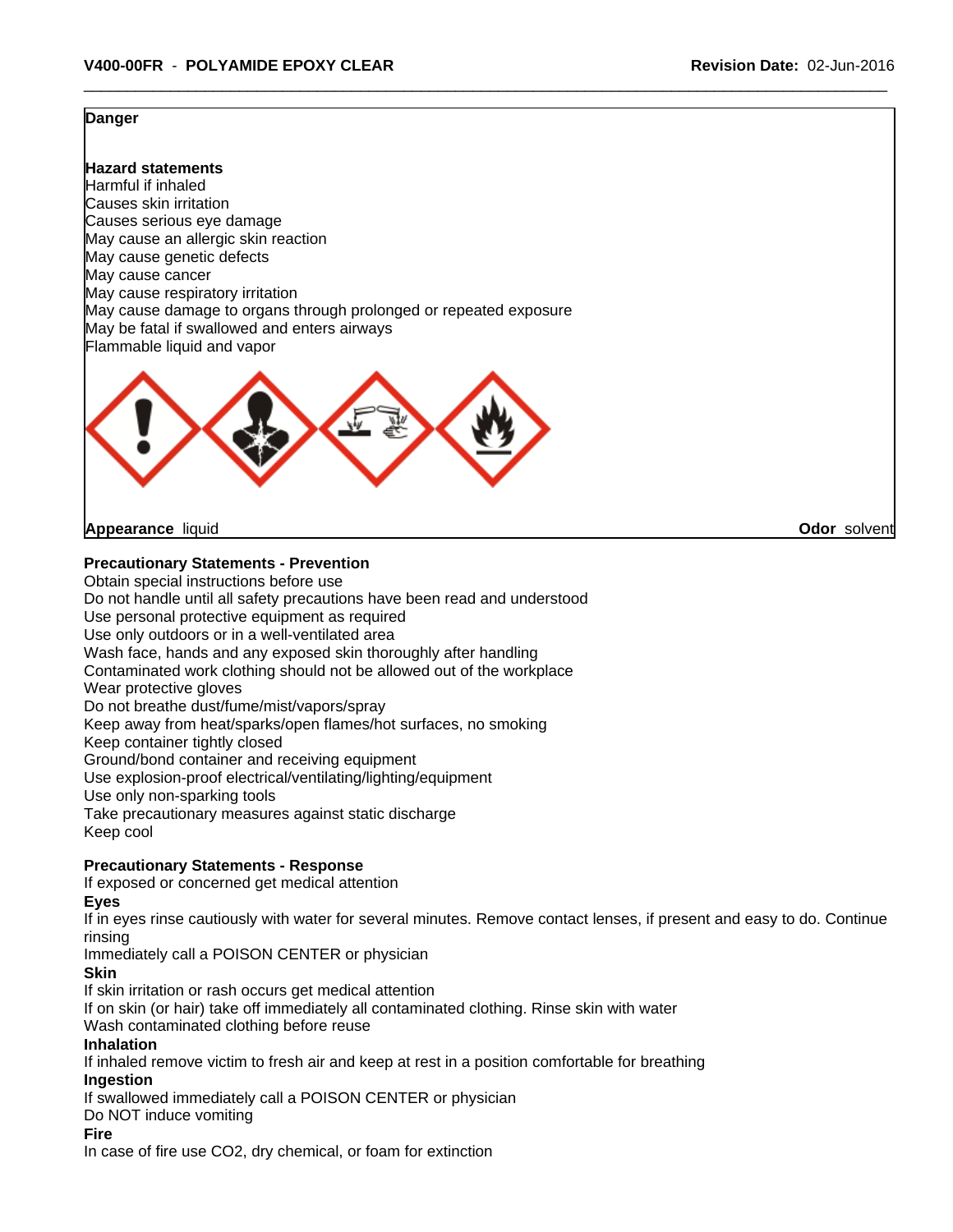**Danger**

**Hazard statements**

Harmful if inhaled
Causes skin irritation
Causes serious eye damage
May cause an allergic skin reaction
May cause genetic defects
May cause cancer
May cause respiratory irritation
May cause damage to organs through prolonged or repeated exposure
May be fatal if swallowed and enters airways
Flammable liquid and vapor

**Appearance** liquid **Odor** solvent

**Precautionary Statements - Prevention**

Obtain special instructions before use
Do not handle until all safety precautions have been read and understood
Use personal protective equipment as required
Use only outdoors or in a well-ventilated area
Wash face, hands and any exposed skin thoroughly after handling
Contaminated work clothing should not be allowed out of the workplace
Wear protective gloves
Do not breathe dust/fume/mist/vapors/spray
Keep away from heat/sparks/open flames/hot surfaces, no smoking
Keep container tightly closed
Ground/bond container and receiving equipment
Use explosion-proof electrical/ventilating/lighting/equipment
Use only non-sparking tools
Take precautionary measures against static discharge
Keep cool

**Precautionary Statements - Response**

If exposed or concerned get medical attention

**Eyes**

If in eyes rinse cautiously with water for several minutes. Remove contact lenses, if present and easy to do. Continue rinsing
Immediately call a POISON CENTER or physician

**Skin**

If skin irritation or rash occurs get medical attention
If on skin (or hair) take off immediately all contaminated clothing. Rinse skin with water
Wash contaminated clothing before reuse

**Inhalation**

If inhaled remove victim to fresh air and keep at rest in a position comfortable for breathing

**Ingestion**

If swallowed immediately call a POISON CENTER or physician
Do NOT induce vomiting

**Fire**

In case of fire use $CO_2$, dry chemical, or foam for extinction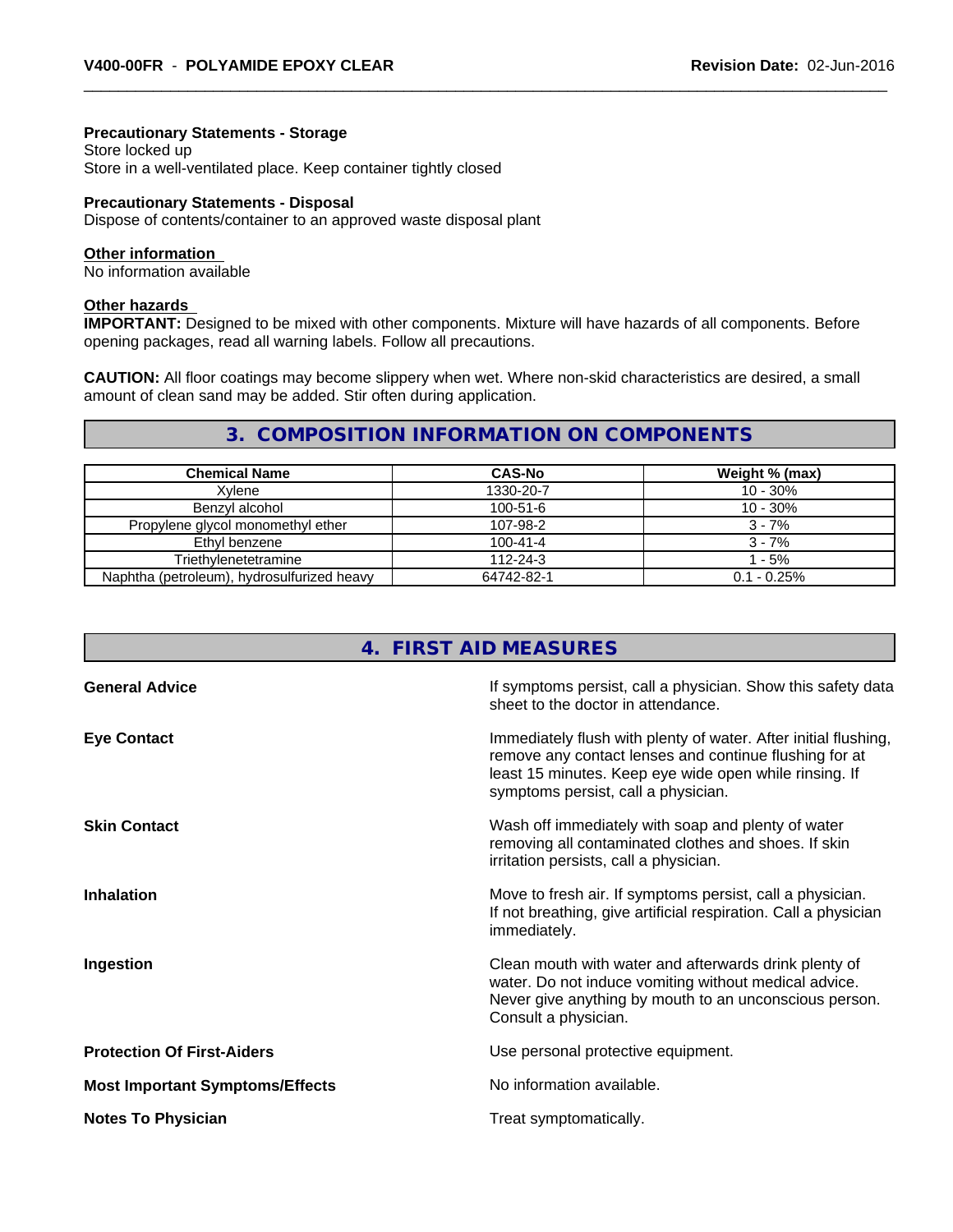**Precautionary Statements - Storage**
Store locked up
Store in a well-ventilated place. Keep container tightly closed

**Precautionary Statements - Disposal**
Dispose of contents/container to an approved waste disposal plant

**Other information**
No information available

**Other hazards**
**IMPORTANT:** Designed to be mixed with other components. Mixture will have hazards of all components. Before opening packages, read all warning labels. Follow all precautions.

**CAUTION:** All floor coatings may become slippery when wet. Where non-skid characteristics are desired, a small amount of clean sand may be added. Stir often during application.

## 3. COMPOSITION INFORMATION ON COMPONENTS

| Chemical Name | CAS-No | Weight % (max) |
|---|---|---|
| Xylene | 1330-20-7 | 10 - 30% |
| Benzyl alcohol | 100-51-6 | 10 - 30% |
| Propylene glycol monomethyl ether | 107-98-2 | 3 - 7% |
| Ethyl benzene | 100-41-4 | 3 - 7% |
| Triethylenetetramine | 112-24-3 | 1 - 5% |
| Naphtha (petroleum), hydrosulfurized heavy | 64742-82-1 | 0.1 - 0.25% |

## 4. FIRST AID MEASURES

**General Advice**
If symptoms persist, call a physician. Show this safety data sheet to the doctor in attendance.

**Eye Contact**
Immediately flush with plenty of water. After initial flushing, remove any contact lenses and continue flushing for at least 15 minutes. Keep eye wide open while rinsing. If symptoms persist, call a physician.

**Skin Contact**
Wash off immediately with soap and plenty of water removing all contaminated clothes and shoes. If skin irritation persists, call a physician.

**Inhalation**
Move to fresh air. If symptoms persist, call a physician. If not breathing, give artificial respiration. Call a physician immediately.

**Ingestion**
Clean mouth with water and afterwards drink plenty of water. Do not induce vomiting without medical advice. Never give anything by mouth to an unconscious person. Consult a physician.

**Protection Of First-Aiders**
Use personal protective equipment.

**Most Important Symptoms/Effects**
No information available.

**Notes To Physician**
Treat symptomatically.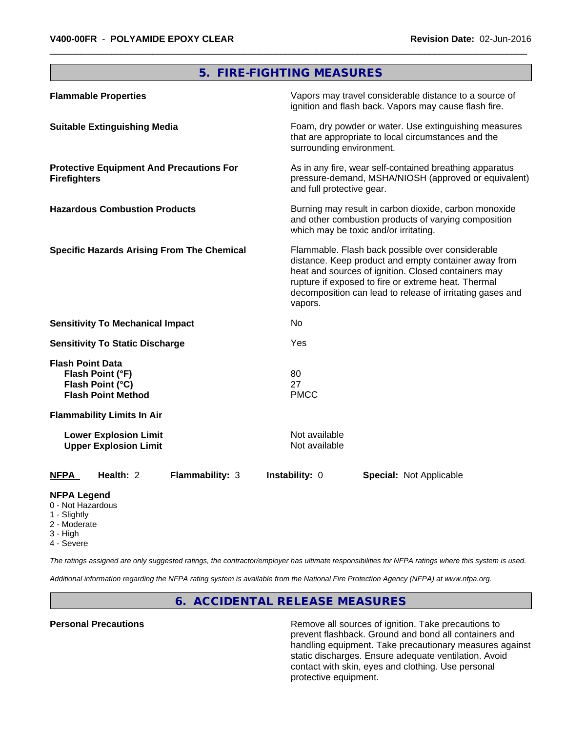## 5. FIRE-FIGHTING MEASURES

| | |
|---|---|
| **Flammable Properties** | Vapors may travel considerable distance to a source of ignition and flash back. Vapors may cause flash fire. |
| **Suitable Extinguishing Media** | Foam, dry powder or water. Use extinguishing measures that are appropriate to local circumstances and the surrounding environment. |
| **Protective Equipment And Precautions For Firefighters** | As in any fire, wear self-contained breathing apparatus pressure-demand, MSHA/NIOSH (approved or equivalent) and full protective gear. |
| **Hazardous Combustion Products** | Burning may result in carbon dioxide, carbon monoxide and other combustion products of varying composition which may be toxic and/or irritating. |
| **Specific Hazards Arising From The Chemical** | Flammable. Flash back possible over considerable distance. Keep product and empty container away from heat and sources of ignition. Closed containers may rupture if exposed to fire or extreme heat. Thermal decomposition can lead to release of irritating gases and vapors. |
| **Sensitivity To Mechanical Impact** | No |
| **Sensitivity To Static Discharge** | Yes |
| **Flash Point Data** | |
| **Flash Point (°F)** | 80 |
| **Flash Point (°C)** | 27 |
| **Flash Point Method** | PMCC |
| **Flammability Limits In Air** | |
| **Lower Explosion Limit** | Not available |
| **Upper Explosion Limit** | Not available |

**NFPA** **Health:** 2 **Flammability:** 3 **Instability:** 0 **Special:** Not Applicable

**NFPA Legend**
- 0 - Not Hazardous
- 1 - Slightly
- 2 - Moderate
- 3 - High
- 4 - Severe

*The ratings assigned are only suggested ratings, the contractor/employer has ultimate responsibilities for NFPA ratings where this system is used.*

*Additional information regarding the NFPA rating system is available from the National Fire Protection Agency (NFPA) at www.nfpa.org.*

## 6. ACCIDENTAL RELEASE MEASURES

| | |
|---|---|
| **Personal Precautions** | Remove all sources of ignition. Take precautions to prevent flashback. Ground and bond all containers and handling equipment. Take precautionary measures against static discharges. Ensure adequate ventilation. Avoid contact with skin, eyes and clothing. Use personal protective equipment. |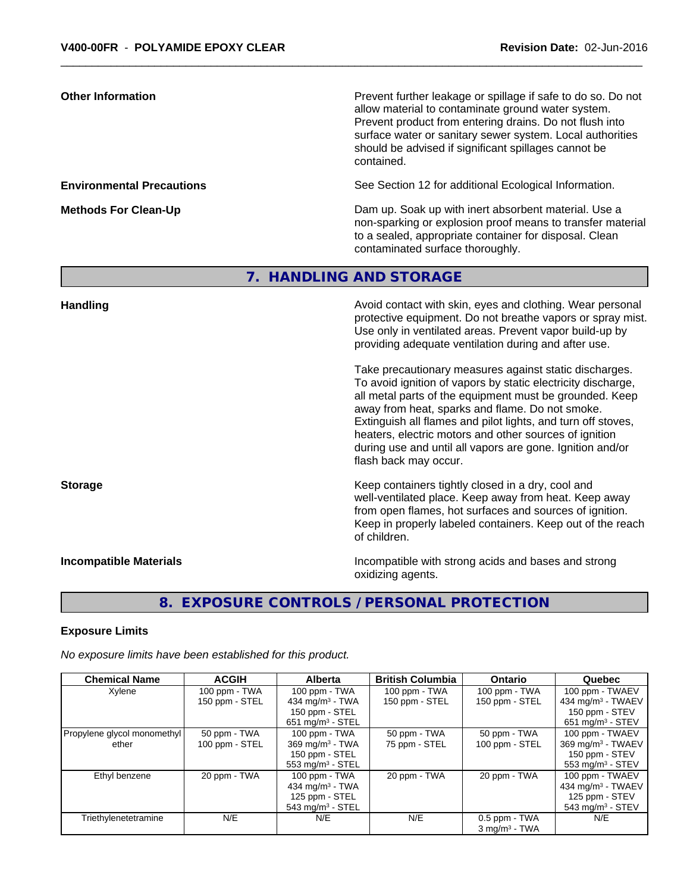**Other Information**

Prevent further leakage or spillage if safe to do so. Do not allow material to contaminate ground water system. Prevent product from entering drains. Do not flush into surface water or sanitary sewer system. Local authorities should be advised if significant spillages cannot be contained.

**Environmental Precautions**

See Section 12 for additional Ecological Information.

**Methods For Clean-Up**

Dam up. Soak up with inert absorbent material. Use a non-sparking or explosion proof means to transfer material to a sealed, appropriate container for disposal. Clean contaminated surface thoroughly.

## 7. HANDLING AND STORAGE

**Handling**

Avoid contact with skin, eyes and clothing. Wear personal protective equipment. Do not breathe vapors or spray mist. Use only in ventilated areas. Prevent vapor build-up by providing adequate ventilation during and after use.

Take precautionary measures against static discharges. To avoid ignition of vapors by static electricity discharge, all metal parts of the equipment must be grounded. Keep away from heat, sparks and flame. Do not smoke. Extinguish all flames and pilot lights, and turn off stoves, heaters, electric motors and other sources of ignition during use and until all vapors are gone. Ignition and/or flash back may occur.

**Storage**

Keep containers tightly closed in a dry, cool and well-ventilated place. Keep away from heat. Keep away from open flames, hot surfaces and sources of ignition. Keep in properly labeled containers. Keep out of the reach of children.

**Incompatible Materials**

Incompatible with strong acids and bases and strong oxidizing agents.

## 8. EXPOSURE CONTROLS / PERSONAL PROTECTION

**Exposure Limits**

*No exposure limits have been established for this product.*

| Chemical Name | ACGIH | Alberta | British Columbia | Ontario | Quebec |
|---|---|---|---|---|---|
| Xylene | 100 ppm - TWA<br>150 ppm - STEL | 100 ppm - TWA<br>434 mg/m³ - TWA<br>150 ppm - STEL<br>651 mg/m³ - STEL | 100 ppm - TWA<br>150 ppm - STEL | 100 ppm - TWA<br>150 ppm - STEL | 100 ppm - TWAEV<br>434 mg/m³ - TWAEV<br>150 ppm - STEV<br>651 mg/m³ - STEV |
| Propylene glycol monomethyl ether | 50 ppm - TWA<br>100 ppm - STEL | 100 ppm - TWA<br>369 mg/m³ - TWA<br>150 ppm - STEL<br>553 mg/m³ - STEL | 50 ppm - TWA<br>75 ppm - STEL | 50 ppm - TWA<br>100 ppm - STEL | 100 ppm - TWAEV<br>369 mg/m³ - TWAEV<br>150 ppm - STEV<br>553 mg/m³ - STEV |
| Ethyl benzene | 20 ppm - TWA | 100 ppm - TWA<br>434 mg/m³ - TWA<br>125 ppm - STEL<br>543 mg/m³ - STEL | 20 ppm - TWA | 20 ppm - TWA | 100 ppm - TWAEV<br>434 mg/m³ - TWAEV<br>125 ppm - STEV<br>543 mg/m³ - STEV |
| Triethylenetetramine | N/E | N/E | N/E | 0.5 ppm - TWA<br>3 mg/m³ - TWA | N/E |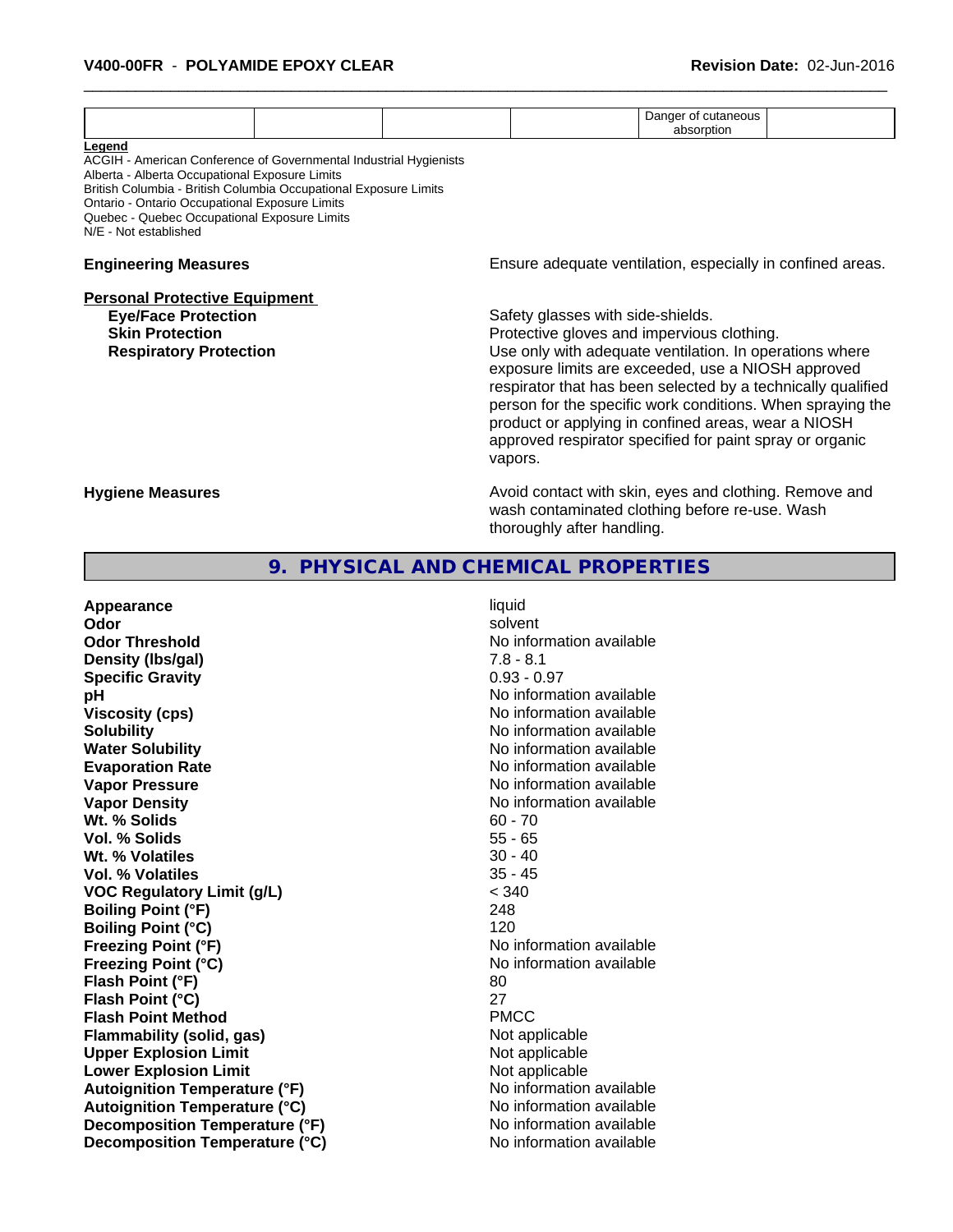|  |  |  |  | Danger of cutaneous absorption |  |
|---|---|---|---|---|---|

**Legend**
ACGIH - American Conference of Governmental Industrial Hygienists
Alberta - Alberta Occupational Exposure Limits
British Columbia - British Columbia Occupational Exposure Limits
Ontario - Ontario Occupational Exposure Limits
Quebec - Quebec Occupational Exposure Limits
N/E - Not established

**Engineering Measures** Ensure adequate ventilation, especially in confined areas.

**Personal Protective Equipment**

**Eye/Face Protection** Safety glasses with side-shields.

**Skin Protection** Protective gloves and impervious clothing.

**Respiratory Protection** Use only with adequate ventilation. In operations where exposure limits are exceeded, use a NIOSH approved respirator that has been selected by a technically qualified person for the specific work conditions. When spraying the product or applying in confined areas, wear a NIOSH approved respirator specified for paint spray or organic vapors.

**Hygiene Measures** Avoid contact with skin, eyes and clothing. Remove and wash contaminated clothing before re-use. Wash thoroughly after handling.

## 9. PHYSICAL AND CHEMICAL PROPERTIES

| Property | Value |
|---|---|
| **Appearance** | liquid |
| **Odor** | solvent |
| **Odor Threshold** | No information available |
| **Density (lbs/gal)** | 7.8 - 8.1 |
| **Specific Gravity** | 0.93 - 0.97 |
| **pH** | No information available |
| **Viscosity (cps)** | No information available |
| **Solubility** | No information available |
| **Water Solubility** | No information available |
| **Evaporation Rate** | No information available |
| **Vapor Pressure** | No information available |
| **Vapor Density** | No information available |
| **Wt. % Solids** | 60 - 70 |
| **Vol. % Solids** | 55 - 65 |
| **Wt. % Volatiles** | 30 - 40 |
| **Vol. % Volatiles** | 35 - 45 |
| **VOC Regulatory Limit (g/L)** | < 340 |
| **Boiling Point (°F)** | 248 |
| **Boiling Point (°C)** | 120 |
| **Freezing Point (°F)** | No information available |
| **Freezing Point (°C)** | No information available |
| **Flash Point (°F)** | 80 |
| **Flash Point (°C)** | 27 |
| **Flash Point Method** | PMCC |
| **Flammability (solid, gas)** | Not applicable |
| **Upper Explosion Limit** | Not applicable |
| **Lower Explosion Limit** | Not applicable |
| **Autoignition Temperature (°F)** | No information available |
| **Autoignition Temperature (°C)** | No information available |
| **Decomposition Temperature (°F)** | No information available |
| **Decomposition Temperature (°C)** | No information available |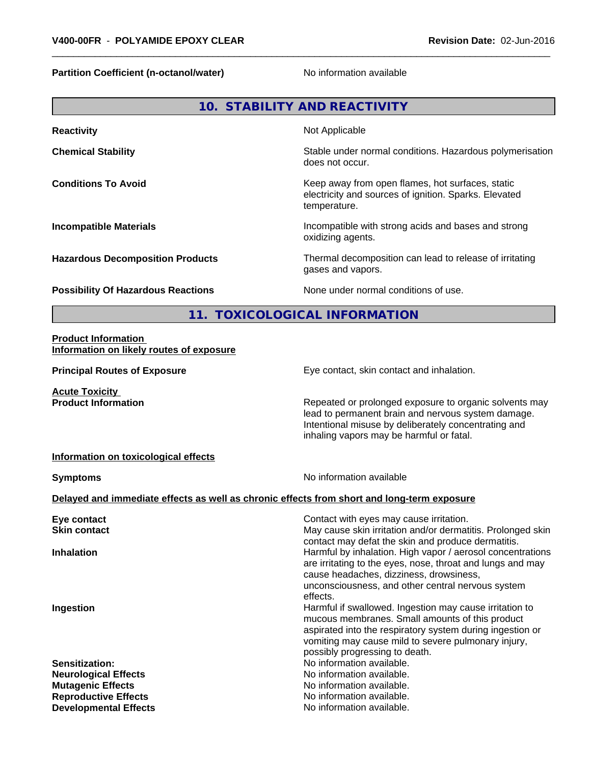**Partition Coefficient (n-octanol/water)** No information available

## 10. STABILITY AND REACTIVITY

| | |
|---|---|
| **Reactivity** | Not Applicable |
| **Chemical Stability** | Stable under normal conditions. Hazardous polymerisation does not occur. |
| **Conditions To Avoid** | Keep away from open flames, hot surfaces, static electricity and sources of ignition. Sparks. Elevated temperature. |
| **Incompatible Materials** | Incompatible with strong acids and bases and strong oxidizing agents. |
| **Hazardous Decomposition Products** | Thermal decomposition can lead to release of irritating gases and vapors. |
| **Possibility Of Hazardous Reactions** | None under normal conditions of use. |

## 11. TOXICOLOGICAL INFORMATION

**Product Information**
**Information on likely routes of exposure**

**Principal Routes of Exposure** Eye contact, skin contact and inhalation.

**Acute Toxicity**
**Product Information** Repeated or prolonged exposure to organic solvents may lead to permanent brain and nervous system damage. Intentional misuse by deliberately concentrating and inhaling vapors may be harmful or fatal.

**Information on toxicological effects**

**Symptoms** No information available

**Delayed and immediate effects as well as chronic effects from short and long-term exposure**

| | |
|---|---|
| **Eye contact** | Contact with eyes may cause irritation. |
| **Skin contact** | May cause skin irritation and/or dermatitis. Prolonged skin contact may defat the skin and produce dermatitis. |
| **Inhalation** | Harmful by inhalation. High vapor / aerosol concentrations are irritating to the eyes, nose, throat and lungs and may cause headaches, dizziness, drowsiness, unconsciousness, and other central nervous system effects. |
| **Ingestion** | Harmful if swallowed. Ingestion may cause irritation to mucous membranes. Small amounts of this product aspirated into the respiratory system during ingestion or vomiting may cause mild to severe pulmonary injury, possibly progressing to death. |
| **Sensitization:** | No information available. |
| **Neurological Effects** | No information available. |
| **Mutagenic Effects** | No information available. |
| **Reproductive Effects** | No information available. |
| **Developmental Effects** | No information available. |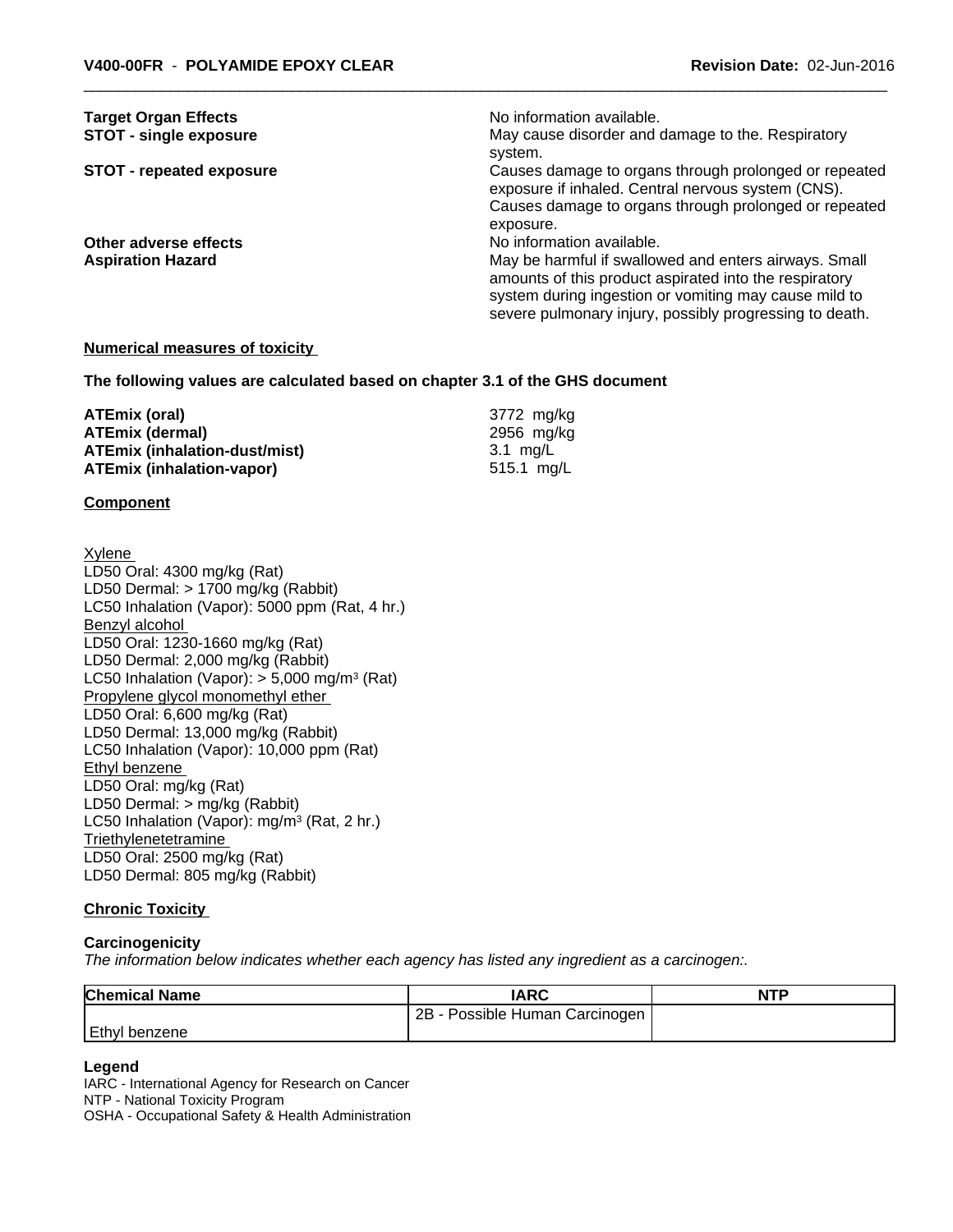| | |
|---|---|
| **Target Organ Effects** | No information available. |
| **STOT - single exposure** | May cause disorder and damage to the. Respiratory system. |
| **STOT - repeated exposure** | Causes damage to organs through prolonged or repeated exposure if inhaled. Central nervous system (CNS). Causes damage to organs through prolonged or repeated exposure. |
| **Other adverse effects** | No information available. |
| **Aspiration Hazard** | May be harmful if swallowed and enters airways. Small amounts of this product aspirated into the respiratory system during ingestion or vomiting may cause mild to severe pulmonary injury, possibly progressing to death. |

**Numerical measures of toxicity**

**The following values are calculated based on chapter 3.1 of the GHS document**

| | |
|---|---|
| **ATEmix (oral)** | 3772 mg/kg |
| **ATEmix (dermal)** | 2956 mg/kg |
| **ATEmix (inhalation-dust/mist)** | 3.1 mg/L |
| **ATEmix (inhalation-vapor)** | 515.1 mg/L |

**Component**

Xylene
LD50 Oral: 4300 mg/kg (Rat)
LD50 Dermal: > 1700 mg/kg (Rabbit)
LC50 Inhalation (Vapor): 5000 ppm (Rat, 4 hr.)
Benzyl alcohol
LD50 Oral: 1230-1660 mg/kg (Rat)
LD50 Dermal: 2,000 mg/kg (Rabbit)
LC50 Inhalation (Vapor): > 5,000 mg/m³ (Rat)
Propylene glycol monomethyl ether
LD50 Oral: 6,600 mg/kg (Rat)
LD50 Dermal: 13,000 mg/kg (Rabbit)
LC50 Inhalation (Vapor): 10,000 ppm (Rat)
Ethyl benzene
LD50 Oral: mg/kg (Rat)
LD50 Dermal: > mg/kg (Rabbit)
LC50 Inhalation (Vapor): mg/m³ (Rat, 2 hr.)
Triethylenetetramine
LD50 Oral: 2500 mg/kg (Rat)
LD50 Dermal: 805 mg/kg (Rabbit)

**Chronic Toxicity**

**Carcinogenicity**

*The information below indicates whether each agency has listed any ingredient as a carcinogen:.*

| Chemical Name | IARC | NTP |
|---|---|---|
| Ethyl benzene | 2B - Possible Human Carcinogen | |

**Legend**

IARC - International Agency for Research on Cancer
NTP - National Toxicity Program
OSHA - Occupational Safety & Health Administration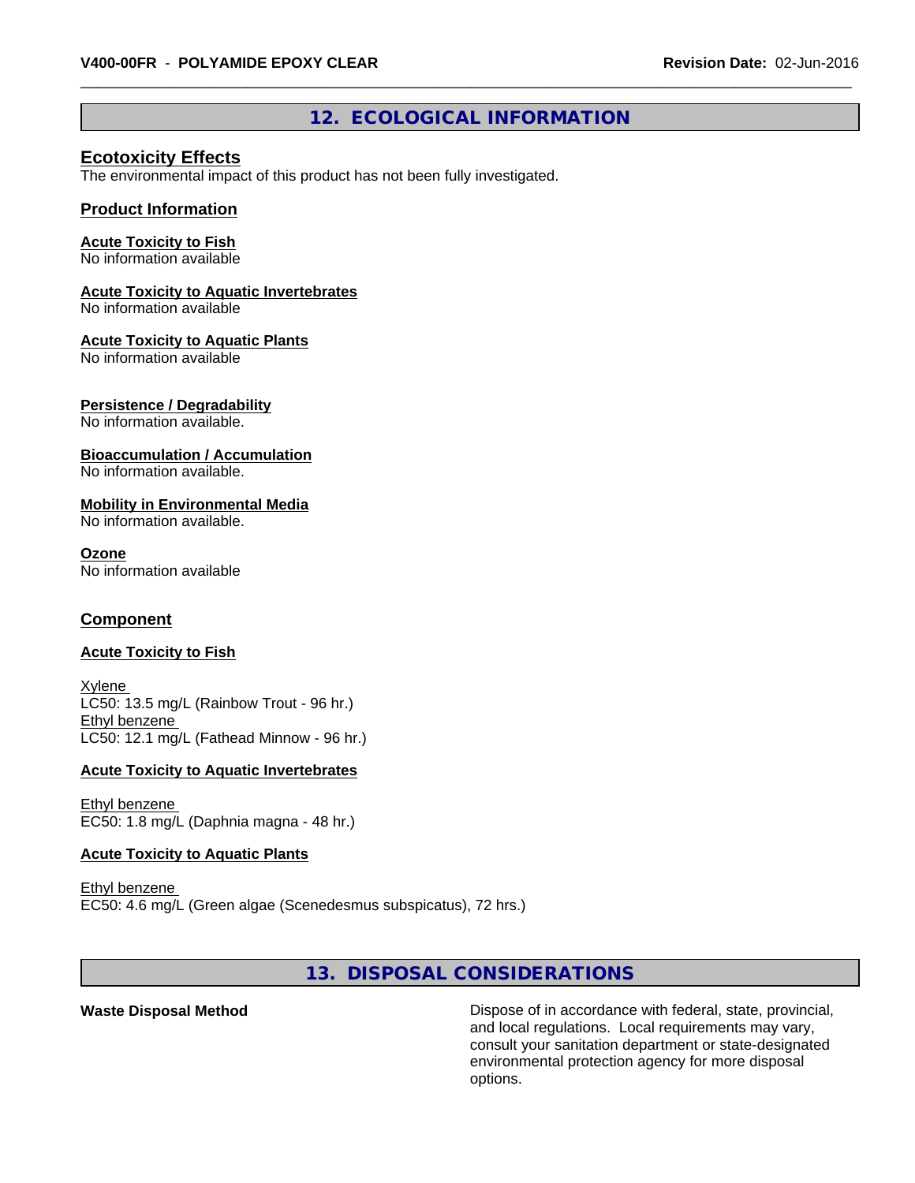## 12. ECOLOGICAL INFORMATION

### Ecotoxicity Effects

The environmental impact of this product has not been fully investigated.

### Product Information

**Acute Toxicity to Fish**
No information available

**Acute Toxicity to Aquatic Invertebrates**
No information available

**Acute Toxicity to Aquatic Plants**
No information available

**Persistence / Degradability**
No information available.

**Bioaccumulation / Accumulation**
No information available.

**Mobility in Environmental Media**
No information available.

**Ozone**
No information available

### Component

**Acute Toxicity to Fish**

Xylene
LC50: 13.5 mg/L (Rainbow Trout - 96 hr.)
Ethyl benzene
LC50: 12.1 mg/L (Fathead Minnow - 96 hr.)

**Acute Toxicity to Aquatic Invertebrates**

Ethyl benzene
EC50: 1.8 mg/L (Daphnia magna - 48 hr.)

**Acute Toxicity to Aquatic Plants**

Ethyl benzene
EC50: 4.6 mg/L (Green algae (Scenedesmus subspicatus), 72 hrs.)

## 13. DISPOSAL CONSIDERATIONS

**Waste Disposal Method**

Dispose of in accordance with federal, state, provincial, and local regulations. Local requirements may vary, consult your sanitation department or state-designated environmental protection agency for more disposal options.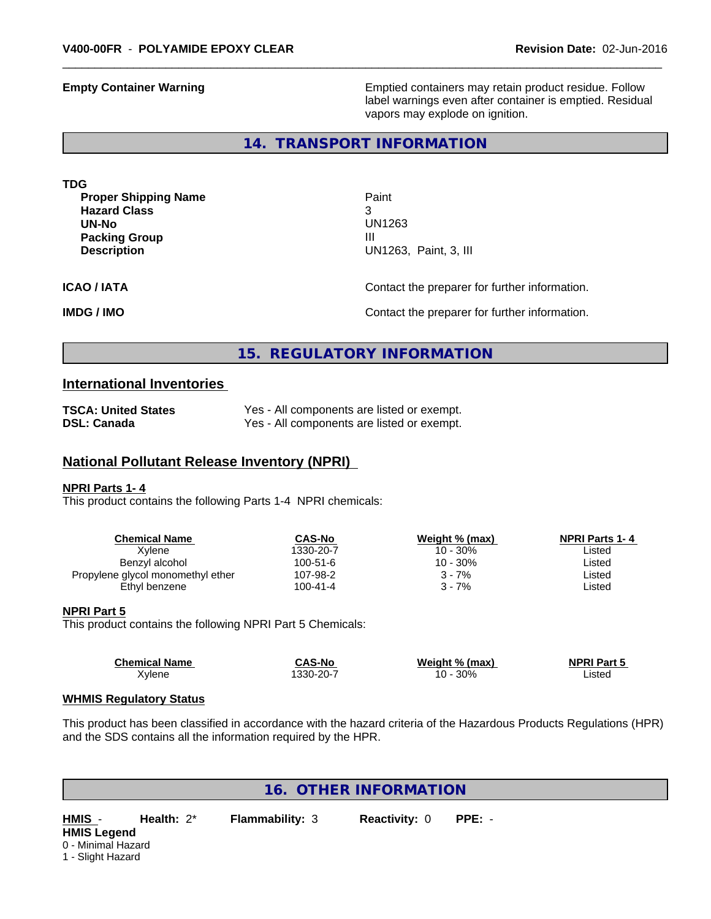**Empty Container Warning** — Emptied containers may retain product residue. Follow label warnings even after container is emptied. Residual vapors may explode on ignition.

## 14. TRANSPORT INFORMATION

**TDG**

| | |
|---|---|
| **Proper Shipping Name** | Paint |
| **Hazard Class** | 3 |
| **UN-No** | UN1263 |
| **Packing Group** | III |
| **Description** | UN1263, Paint, 3, III |

**ICAO / IATA** — Contact the preparer for further information.

**IMDG / IMO** — Contact the preparer for further information.

## 15. REGULATORY INFORMATION

### International Inventories

| | |
|---|---|
| **TSCA: United States** | Yes - All components are listed or exempt. |
| **DSL: Canada** | Yes - All components are listed or exempt. |

### National Pollutant Release Inventory (NPRI)

**NPRI Parts 1- 4**

This product contains the following Parts 1-4 NPRI chemicals:

| Chemical Name | CAS-No | Weight % (max) | NPRI Parts 1- 4 |
|---|---|---|---|
| Xylene | 1330-20-7 | 10 - 30% | Listed |
| Benzyl alcohol | 100-51-6 | 10 - 30% | Listed |
| Propylene glycol monomethyl ether | 107-98-2 | 3 - 7% | Listed |
| Ethyl benzene | 100-41-4 | 3 - 7% | Listed |

**NPRI Part 5**

This product contains the following NPRI Part 5 Chemicals:

| Chemical Name | CAS-No | Weight % (max) | NPRI Part 5 |
|---|---|---|---|
| Xylene | 1330-20-7 | 10 - 30% | Listed |

**WHMIS Regulatory Status**

This product has been classified in accordance with the hazard criteria of the Hazardous Products Regulations (HPR) and the SDS contains all the information required by the HPR.

## 16. OTHER INFORMATION

**HMIS** - **Health:** 2* **Flammability:** 3 **Reactivity:** 0 **PPE:** -

**HMIS Legend**

0 - Minimal Hazard
1 - Slight Hazard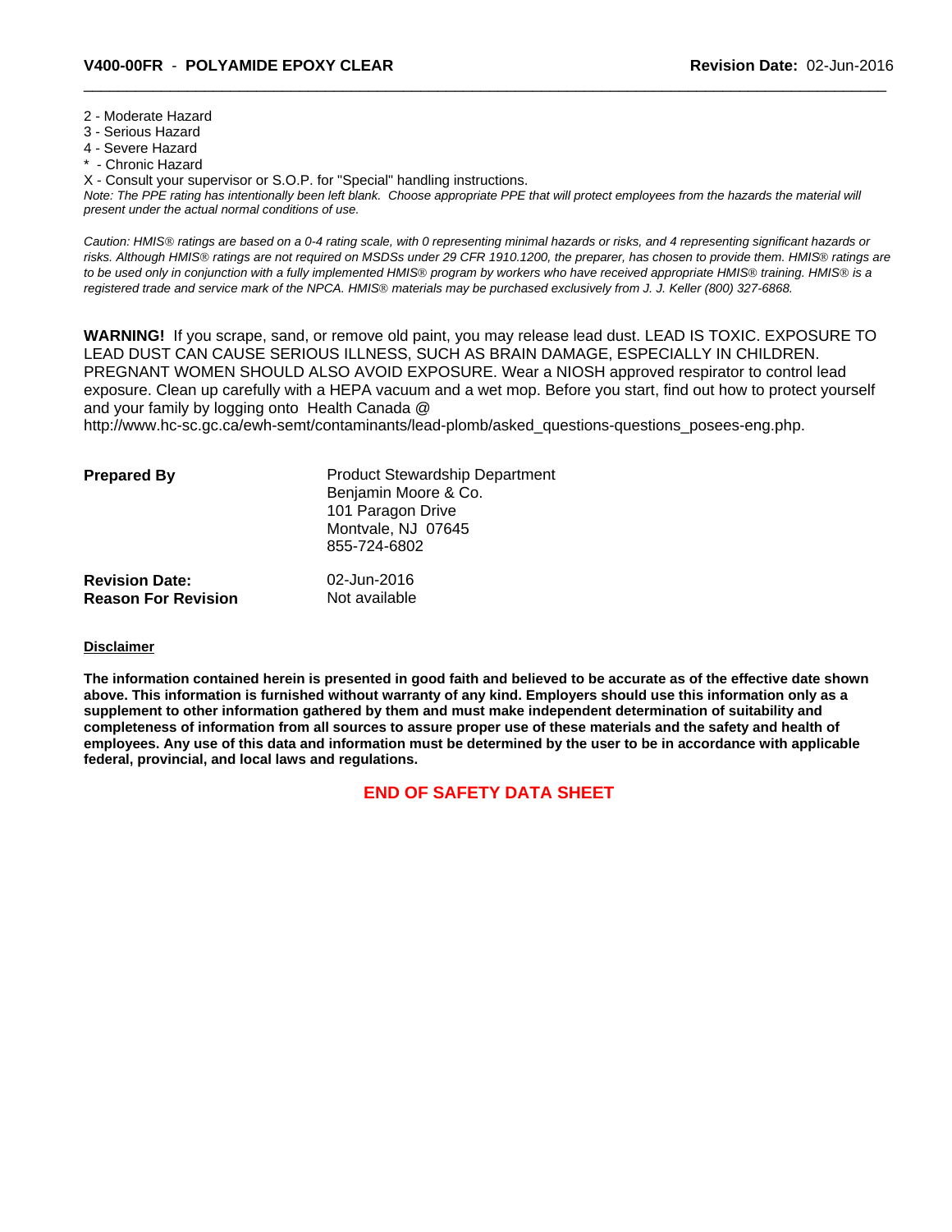2 - Moderate Hazard
3 - Serious Hazard
4 - Severe Hazard
* - Chronic Hazard
X - Consult your supervisor or S.O.P. for "Special" handling instructions.

*Note: The PPE rating has intentionally been left blank. Choose appropriate PPE that will protect employees from the hazards the material will present under the actual normal conditions of use.*

*Caution: HMIS® ratings are based on a 0-4 rating scale, with 0 representing minimal hazards or risks, and 4 representing significant hazards or risks. Although HMIS® ratings are not required on MSDSs under 29 CFR 1910.1200, the preparer, has chosen to provide them. HMIS® ratings are to be used only in conjunction with a fully implemented HMIS® program by workers who have received appropriate HMIS® training. HMIS® is a registered trade and service mark of the NPCA. HMIS® materials may be purchased exclusively from J. J. Keller (800) 327-6868.*

**WARNING!** If you scrape, sand, or remove old paint, you may release lead dust. LEAD IS TOXIC. EXPOSURE TO LEAD DUST CAN CAUSE SERIOUS ILLNESS, SUCH AS BRAIN DAMAGE, ESPECIALLY IN CHILDREN. PREGNANT WOMEN SHOULD ALSO AVOID EXPOSURE. Wear a NIOSH approved respirator to control lead exposure. Clean up carefully with a HEPA vacuum and a wet mop. Before you start, find out how to protect yourself and your family by logging onto Health Canada @ http://www.hc-sc.gc.ca/ewh-semt/contaminants/lead-plomb/asked_questions-questions_posees-eng.php.

| | |
|---|---|
| **Prepared By** | Product Stewardship Department<br>Benjamin Moore & Co.<br>101 Paragon Drive<br>Montvale, NJ 07645<br>855-724-6802 |
| **Revision Date:** | 02-Jun-2016 |
| **Reason For Revision** | Not available |

**Disclaimer**

**The information contained herein is presented in good faith and believed to be accurate as of the effective date shown above. This information is furnished without warranty of any kind. Employers should use this information only as a supplement to other information gathered by them and must make independent determination of suitability and completeness of information from all sources to assure proper use of these materials and the safety and health of employees. Any use of this data and information must be determined by the user to be in accordance with applicable federal, provincial, and local laws and regulations.**

**END OF SAFETY DATA SHEET**